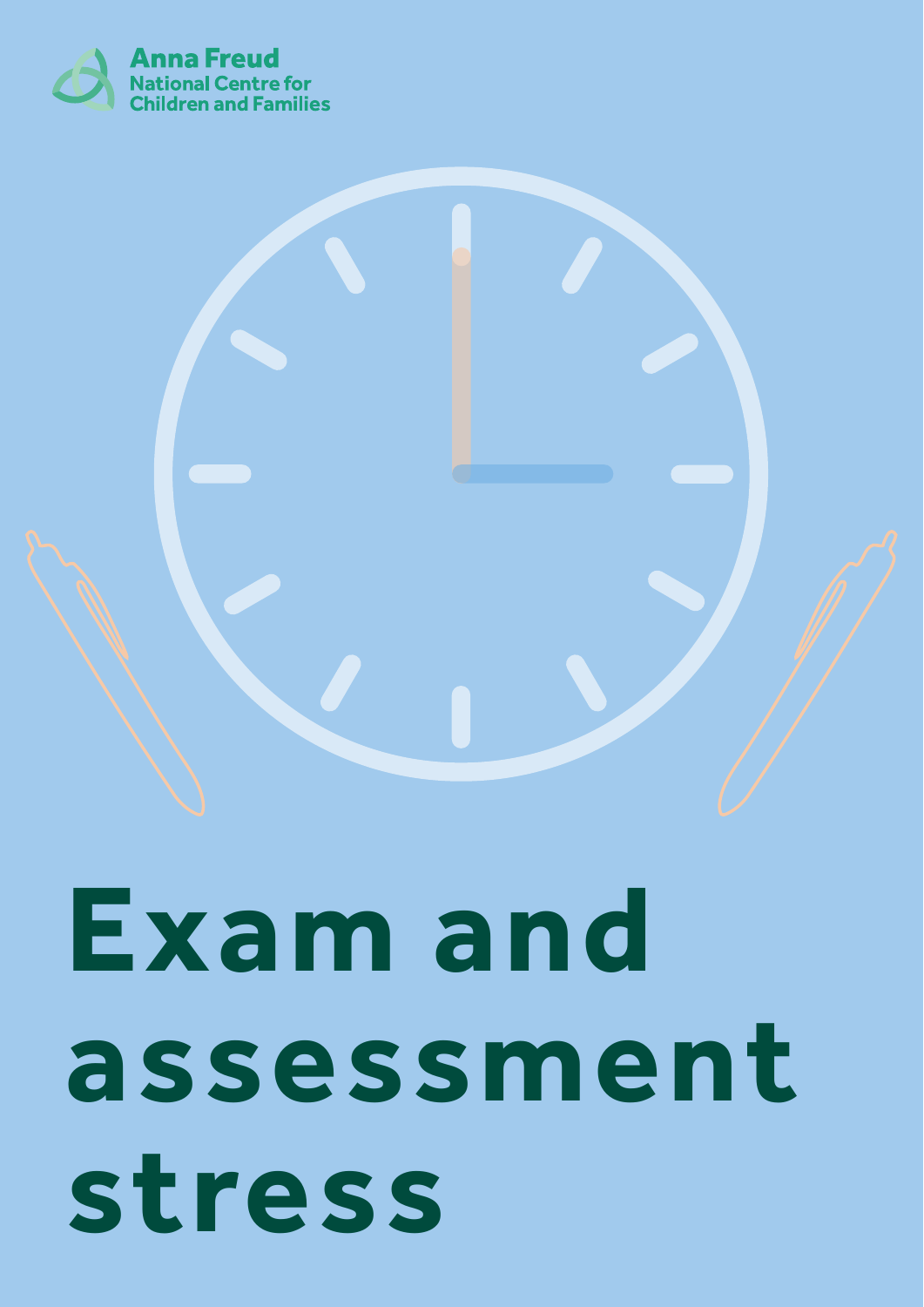Anna Freud
National Centre for
Children and Families

# Exam and assessment stress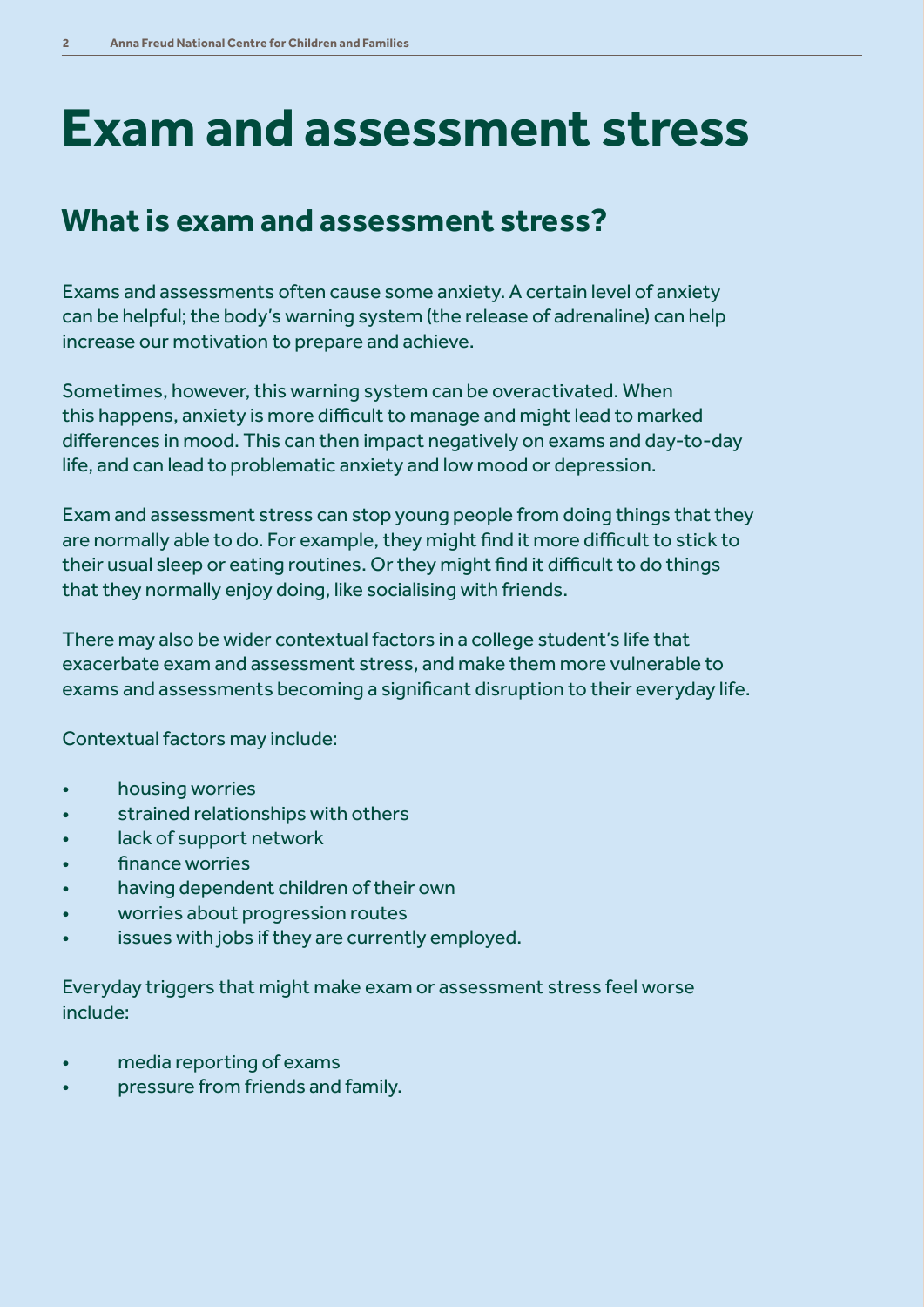# Exam and assessment stress

## What is exam and assessment stress?

Exams and assessments often cause some anxiety. A certain level of anxiety can be helpful; the body's warning system (the release of adrenaline) can help increase our motivation to prepare and achieve.

Sometimes, however, this warning system can be overactivated. When this happens, anxiety is more difficult to manage and might lead to marked differences in mood. This can then impact negatively on exams and day-to-day life, and can lead to problematic anxiety and low mood or depression.

Exam and assessment stress can stop young people from doing things that they are normally able to do. For example, they might find it more difficult to stick to their usual sleep or eating routines. Or they might find it difficult to do things that they normally enjoy doing, like socialising with friends.

There may also be wider contextual factors in a college student's life that exacerbate exam and assessment stress, and make them more vulnerable to exams and assessments becoming a significant disruption to their everyday life.

Contextual factors may include:

- housing worries
- strained relationships with others
- lack of support network
- finance worries
- having dependent children of their own
- worries about progression routes
- issues with jobs if they are currently employed.

Everyday triggers that might make exam or assessment stress feel worse include:

- media reporting of exams
- pressure from friends and family.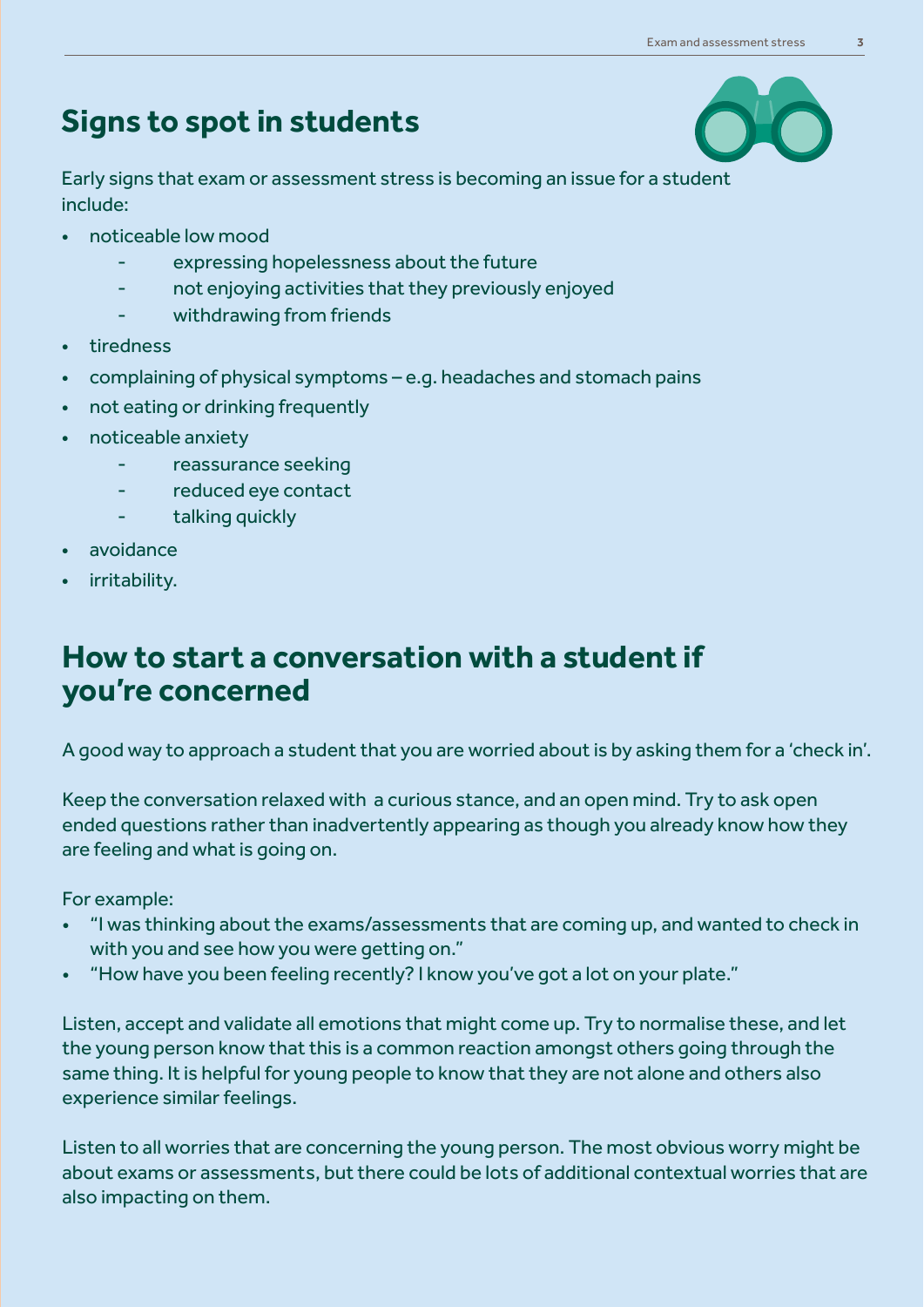## Signs to spot in students

Early signs that exam or assessment stress is becoming an issue for a student include:

- noticeable low mood
    - expressing hopelessness about the future
    - not enjoying activities that they previously enjoyed
    - withdrawing from friends
- tiredness
- complaining of physical symptoms – e.g. headaches and stomach pains
- not eating or drinking frequently
- noticeable anxiety
    - reassurance seeking
    - reduced eye contact
    - talking quickly
- avoidance
- irritability.

## How to start a conversation with a student if you're concerned

A good way to approach a student that you are worried about is by asking them for a 'check in'.

Keep the conversation relaxed with a curious stance, and an open mind. Try to ask open ended questions rather than inadvertently appearing as though you already know how they are feeling and what is going on.

For example:

- "I was thinking about the exams/assessments that are coming up, and wanted to check in with you and see how you were getting on."
- "How have you been feeling recently? I know you've got a lot on your plate."

Listen, accept and validate all emotions that might come up. Try to normalise these, and let the young person know that this is a common reaction amongst others going through the same thing. It is helpful for young people to know that they are not alone and others also experience similar feelings.

Listen to all worries that are concerning the young person. The most obvious worry might be about exams or assessments, but there could be lots of additional contextual worries that are also impacting on them.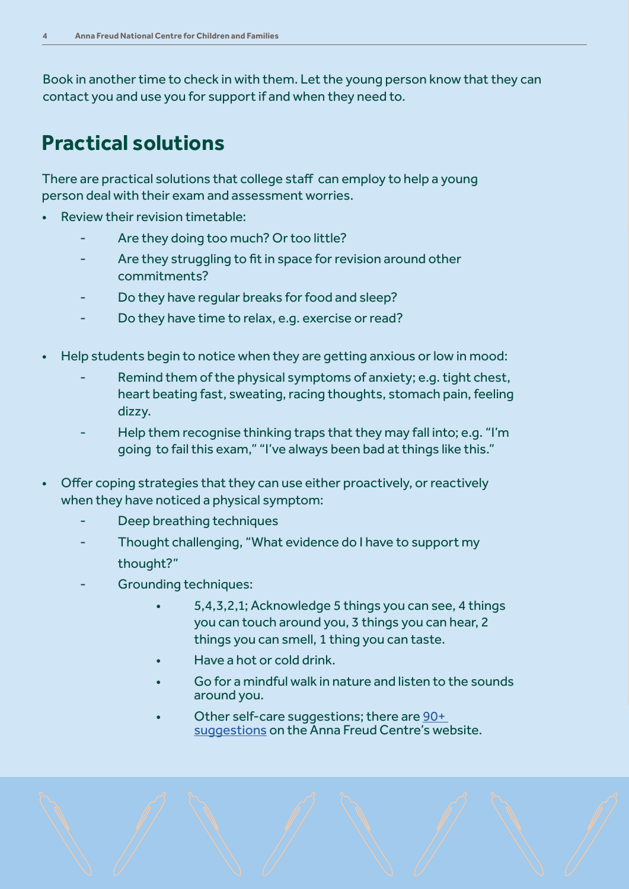Book in another time to check in with them. Let the young person know that they can contact you and use you for support if and when they need to.

## Practical solutions

There are practical solutions that college staff can employ to help a young person deal with their exam and assessment worries.

- Review their revision timetable:
  - Are they doing too much? Or too little?
  - Are they struggling to fit in space for revision around other commitments?
  - Do they have regular breaks for food and sleep?
  - Do they have time to relax, e.g. exercise or read?

- Help students begin to notice when they are getting anxious or low in mood:
  - Remind them of the physical symptoms of anxiety; e.g. tight chest, heart beating fast, sweating, racing thoughts, stomach pain, feeling dizzy.
  - Help them recognise thinking traps that they may fall into; e.g. "I'm going to fail this exam," "I've always been bad at things like this."

- Offer coping strategies that they can use either proactively, or reactively when they have noticed a physical symptom:
  - Deep breathing techniques
  - Thought challenging, "What evidence do I have to support my thought?"
  - Grounding techniques:
    - 5,4,3,2,1; Acknowledge 5 things you can see, 4 things you can touch around you, 3 things you can hear, 2 things you can smell, 1 thing you can taste.
    - Have a hot or cold drink.
    - Go for a mindful walk in nature and listen to the sounds around you.
    - Other self-care suggestions; there are 90+ suggestions on the Anna Freud Centre's website.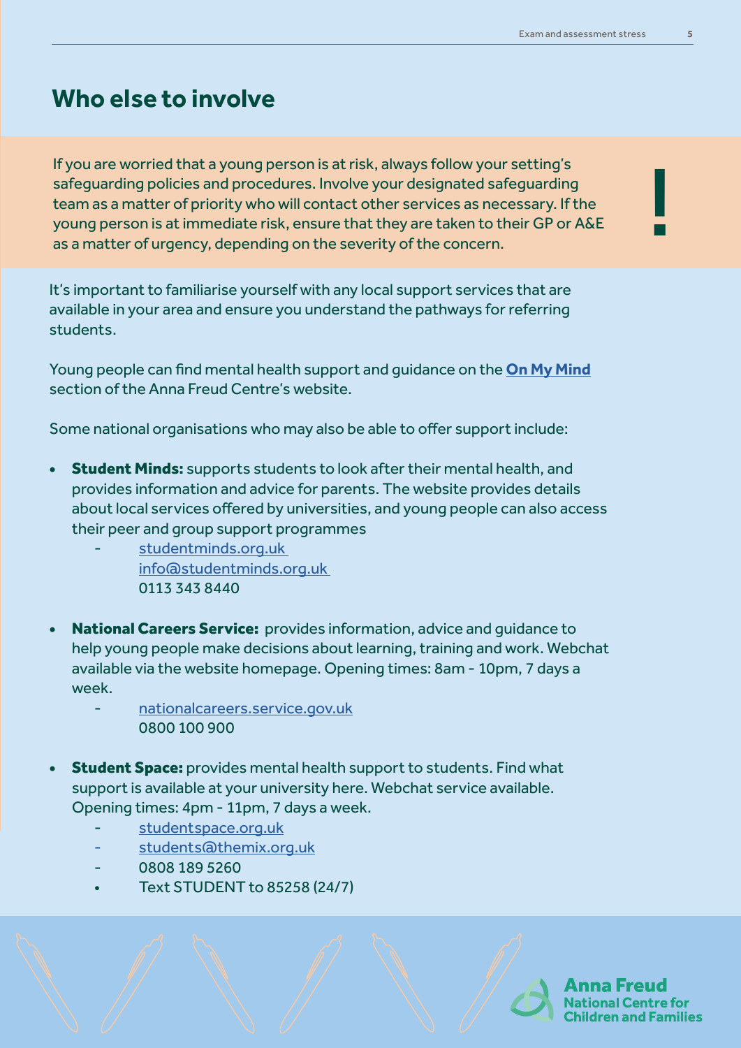## Who else to involve

If you are worried that a young person is at risk, always follow your setting's safeguarding policies and procedures. Involve your designated safeguarding team as a matter of priority who will contact other services as necessary. If the young person is at immediate risk, ensure that they are taken to their GP or A&E as a matter of urgency, depending on the severity of the concern.

It's important to familiarise yourself with any local support services that are available in your area and ensure you understand the pathways for referring students.

Young people can find mental health support and guidance on the **On My Mind** section of the Anna Freud Centre's website.

Some national organisations who may also be able to offer support include:

- **Student Minds:** supports students to look after their mental health, and provides information and advice for parents. The website provides details about local services offered by universities, and young people can also access their peer and group support programmes
  - studentminds.org.uk
    info@studentminds.org.uk
    0113 343 8440

- **National Careers Service:** provides information, advice and guidance to help young people make decisions about learning, training and work. Webchat available via the website homepage. Opening times: 8am - 10pm, 7 days a week.
  - nationalcareers.service.gov.uk
    0800 100 900

- **Student Space:** provides mental health support to students. Find what support is available at your university here. Webchat service available. Opening times: 4pm - 11pm, 7 days a week.
  - studentspace.org.uk
  - students@themix.org.uk
  - 0808 189 5260
  - Text STUDENT to 85258 (24/7)

Anna Freud
National Centre for
Children and Families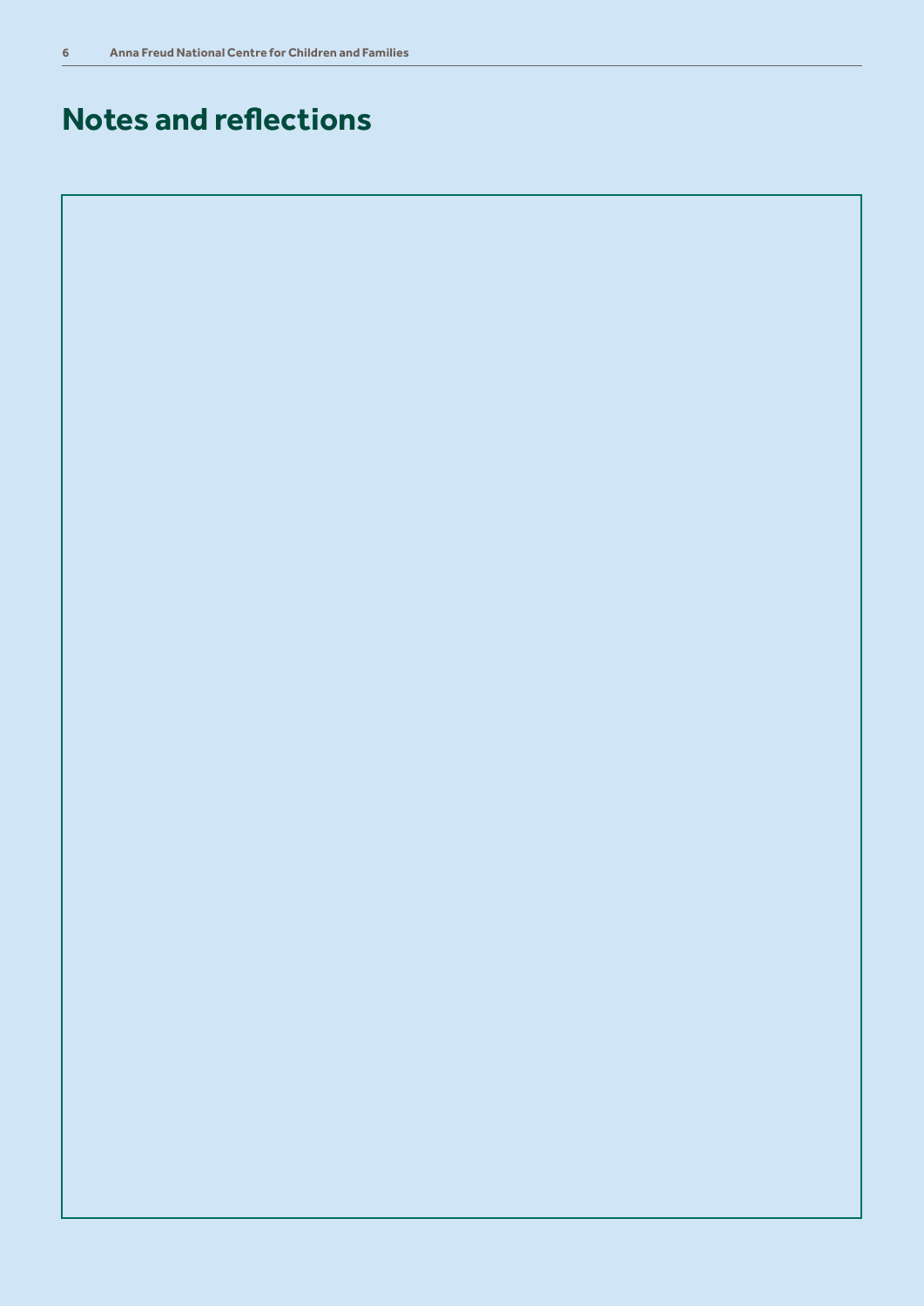# Notes and reflections